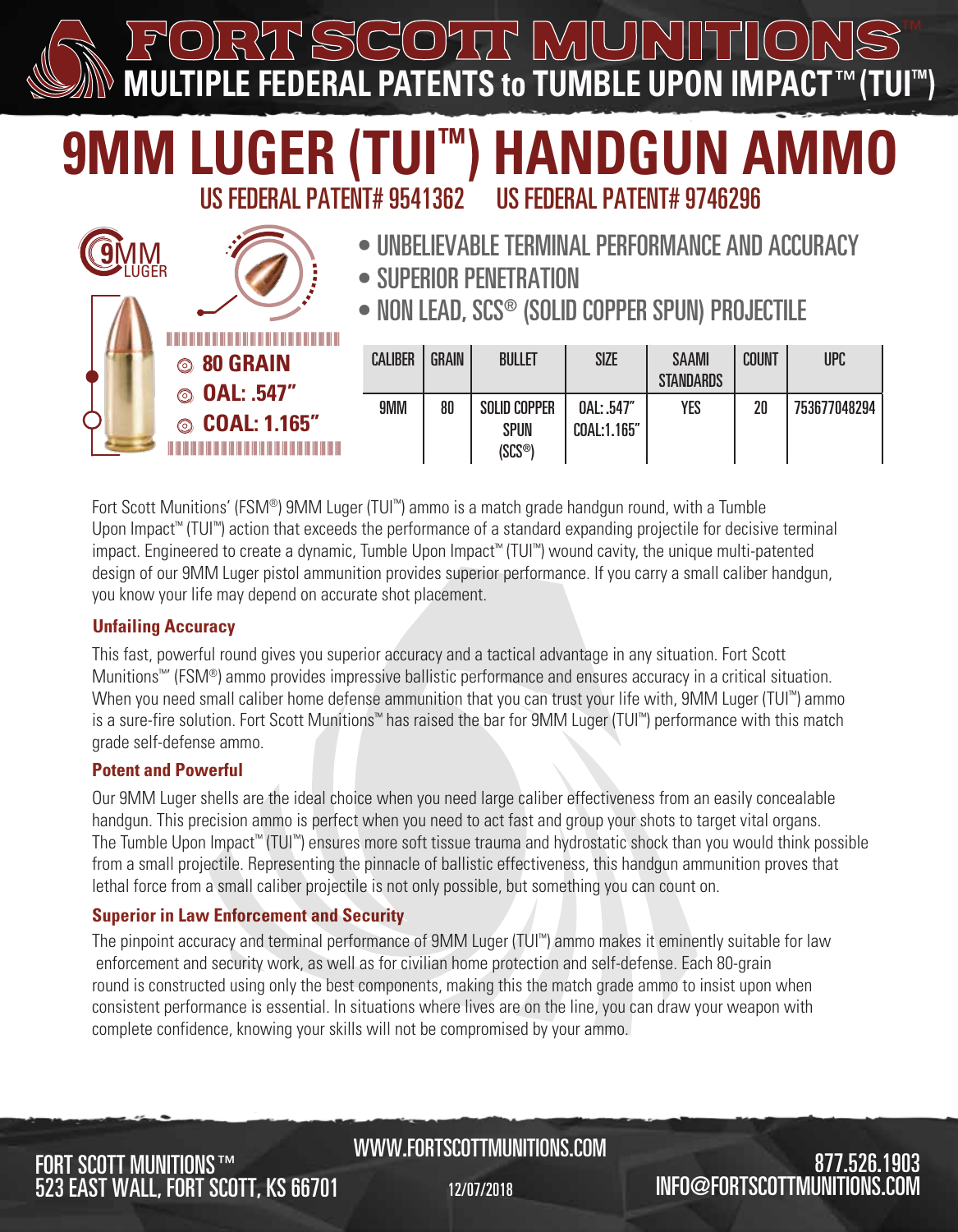# FORT SCOTT MUNITIONS™

**MULTIPLE FEDERAL PATENTS to TUMBLE UPON IMPACT™ (TUI™)**

# 9MM LUGER (TUI™) HANDGUN AMMO

US FEDERAL PATENT# 9541362 US FEDERAL PATENT# 9746296

9MM LUGER

- **80 GRAIN**
- **OAL: .547"**
- **COAL: 1.165"**

- UNBELIEVABLE TERMINAL PERFORMANCE AND ACCURACY
- SUPERIOR PENETRATION
- NON LEAD, SCS® (SOLID COPPER SPUN) PROJECTILE

| CALIBER | GRAIN | BULLET | SIZE | SAAMI STANDARDS | COUNT | UPC |
|---|---|---|---|---|---|---|
| 9MM | 80 | SOLID COPPER SPUN (SCS®) | OAL: .547" COAL:1.165" | YES | 20 | 753677048294 |

Fort Scott Munitions' (FSM®) 9MM Luger (TUI™) ammo is a match grade handgun round, with a Tumble Upon Impact™ (TUI™) action that exceeds the performance of a standard expanding projectile for decisive terminal impact. Engineered to create a dynamic, Tumble Upon Impact™ (TUI™) wound cavity, the unique multi-patented design of our 9MM Luger pistol ammunition provides superior performance. If you carry a small caliber handgun, you know your life may depend on accurate shot placement.

### Unfailing Accuracy

This fast, powerful round gives you superior accuracy and a tactical advantage in any situation. Fort Scott Munitions™' (FSM®) ammo provides impressive ballistic performance and ensures accuracy in a critical situation. When you need small caliber home defense ammunition that you can trust your life with, 9MM Luger (TUI™) ammo is a sure-fire solution. Fort Scott Munitions™ has raised the bar for 9MM Luger (TUI™) performance with this match grade self-defense ammo.

### Potent and Powerful

Our 9MM Luger shells are the ideal choice when you need large caliber effectiveness from an easily concealable handgun. This precision ammo is perfect when you need to act fast and group your shots to target vital organs. The Tumble Upon Impact™ (TUI™) ensures more soft tissue trauma and hydrostatic shock than you would think possible from a small projectile. Representing the pinnacle of ballistic effectiveness, this handgun ammunition proves that lethal force from a small caliber projectile is not only possible, but something you can count on.

### Superior in Law Enforcement and Security

The pinpoint accuracy and terminal performance of 9MM Luger (TUI™) ammo makes it eminently suitable for law enforcement and security work, as well as for civilian home protection and self-defense. Each 80-grain round is constructed using only the best components, making this the match grade ammo to insist upon when consistent performance is essential. In situations where lives are on the line, you can draw your weapon with complete confidence, knowing your skills will not be compromised by your ammo.

FORT SCOTT MUNITIONS™
523 EAST WALL, FORT SCOTT, KS 66701

WWW.FORTSCOTTMUNITIONS.COM

12/07/2018

877.526.1903
INFO@FORTSCOTTMUNITIONS.COM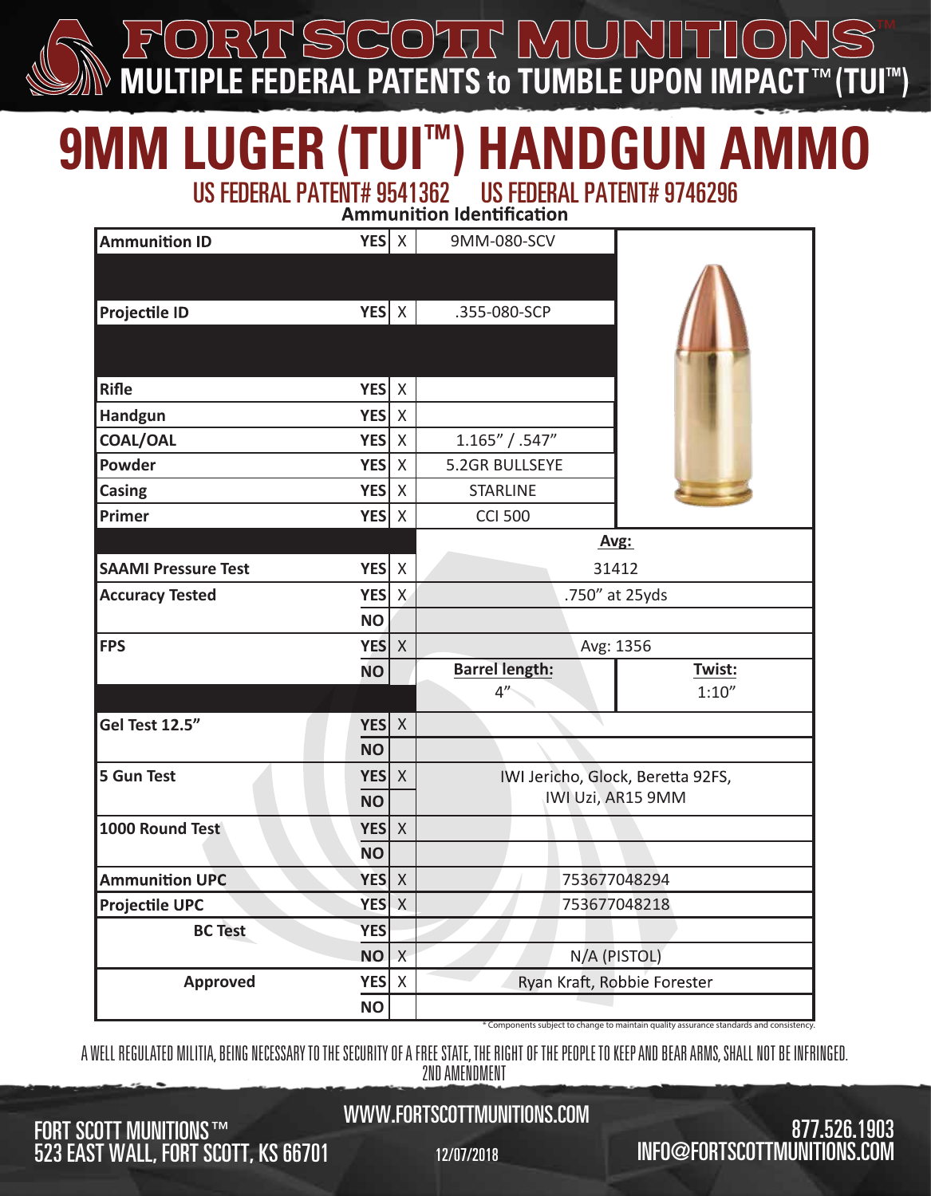# FORT SCOTT MUNITIONS™

## MULTIPLE FEDERAL PATENTS to TUMBLE UPON IMPACT™ (TUI™)

# 9MM LUGER (TUI™) HANDGUN AMMO

US FEDERAL PATENT# 9541362 US FEDERAL PATENT# 9746296

**Ammunition Identification**

| | | | | |
|---|---|---|---|---|
| **Ammunition ID** | **YES** | X | 9MM-080-SCV | |
| | | | | |
| **Projectile ID** | **YES** | X | .355-080-SCP | |
| | | | | |
| **Rifle** | **YES** | X | | |
| **Handgun** | **YES** | X | | |
| **COAL/OAL** | **YES** | X | 1.165" / .547" | |
| **Powder** | **YES** | X | 5.2GR BULLSEYE | |
| **Casing** | **YES** | X | STARLINE | |
| **Primer** | **YES** | X | CCI 500 | |
| | | | **Avg:** | |
| **SAAMI Pressure Test** | **YES** | X | 31412 | |
| **Accuracy Tested** | **YES** | X | .750" at 25yds | |
| | **NO** | | | |
| **FPS** | **YES** | X | Avg: 1356 | |
| | **NO** | | **Barrel length:** 4" | **Twist:** 1:10" |
| | | | | |
| **Gel Test 12.5"** | **YES** | X | | |
| | **NO** | | | |
| **5 Gun Test** | **YES** | X | IWI Jericho, Glock, Beretta 92FS, IWI Uzi, AR15 9MM | |
| | **NO** | | | |
| **1000 Round Test** | **YES** | X | | |
| | **NO** | | | |
| **Ammunition UPC** | **YES** | X | 753677048294 | |
| **Projectile UPC** | **YES** | X | 753677048218 | |
| **BC Test** | **YES** | | | |
| | **NO** | X | N/A (PISTOL) | |
| **Approved** | **YES** | X | Ryan Kraft, Robbie Forester | |
| | **NO** | | | |

* Components subject to change to maintain quality assurance standards and consistency.

A WELL REGULATED MILITIA, BEING NECESSARY TO THE SECURITY OF A FREE STATE, THE RIGHT OF THE PEOPLE TO KEEP AND BEAR ARMS, SHALL NOT BE INFRINGED.
2ND AMENDMENT

FORT SCOTT MUNITIONS™
523 EAST WALL, FORT SCOTT, KS 66701

WWW.FORTSCOTTMUNITIONS.COM

12/07/2018

877.526.1903
INFO@FORTSCOTTMUNITIONS.COM